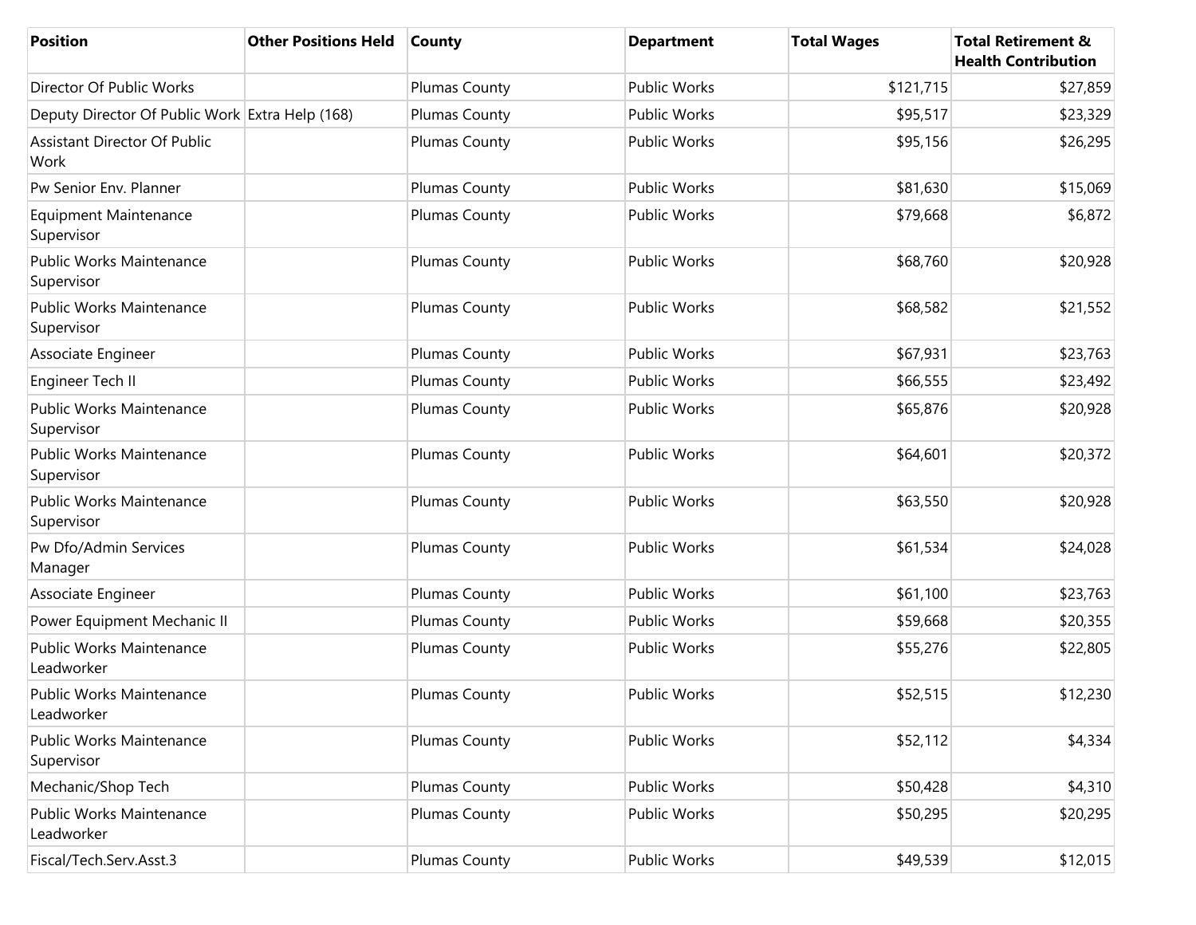| Position | Other Positions Held | County | Department | Total Wages | Total Retirement & Health Contribution |
| --- | --- | --- | --- | --- | --- |
| Director Of Public Works | | Plumas County | Public Works | $121,715 | $27,859 |
| Deputy Director Of Public Work | Extra Help (168) | Plumas County | Public Works | $95,517 | $23,329 |
| Assistant Director Of Public Work | | Plumas County | Public Works | $95,156 | $26,295 |
| Pw Senior Env. Planner | | Plumas County | Public Works | $81,630 | $15,069 |
| Equipment Maintenance Supervisor | | Plumas County | Public Works | $79,668 | $6,872 |
| Public Works Maintenance Supervisor | | Plumas County | Public Works | $68,760 | $20,928 |
| Public Works Maintenance Supervisor | | Plumas County | Public Works | $68,582 | $21,552 |
| Associate Engineer | | Plumas County | Public Works | $67,931 | $23,763 |
| Engineer Tech II | | Plumas County | Public Works | $66,555 | $23,492 |
| Public Works Maintenance Supervisor | | Plumas County | Public Works | $65,876 | $20,928 |
| Public Works Maintenance Supervisor | | Plumas County | Public Works | $64,601 | $20,372 |
| Public Works Maintenance Supervisor | | Plumas County | Public Works | $63,550 | $20,928 |
| Pw Dfo/Admin Services Manager | | Plumas County | Public Works | $61,534 | $24,028 |
| Associate Engineer | | Plumas County | Public Works | $61,100 | $23,763 |
| Power Equipment Mechanic II | | Plumas County | Public Works | $59,668 | $20,355 |
| Public Works Maintenance Leadworker | | Plumas County | Public Works | $55,276 | $22,805 |
| Public Works Maintenance Leadworker | | Plumas County | Public Works | $52,515 | $12,230 |
| Public Works Maintenance Supervisor | | Plumas County | Public Works | $52,112 | $4,334 |
| Mechanic/Shop Tech | | Plumas County | Public Works | $50,428 | $4,310 |
| Public Works Maintenance Leadworker | | Plumas County | Public Works | $50,295 | $20,295 |
| Fiscal/Tech.Serv.Asst.3 | | Plumas County | Public Works | $49,539 | $12,015 |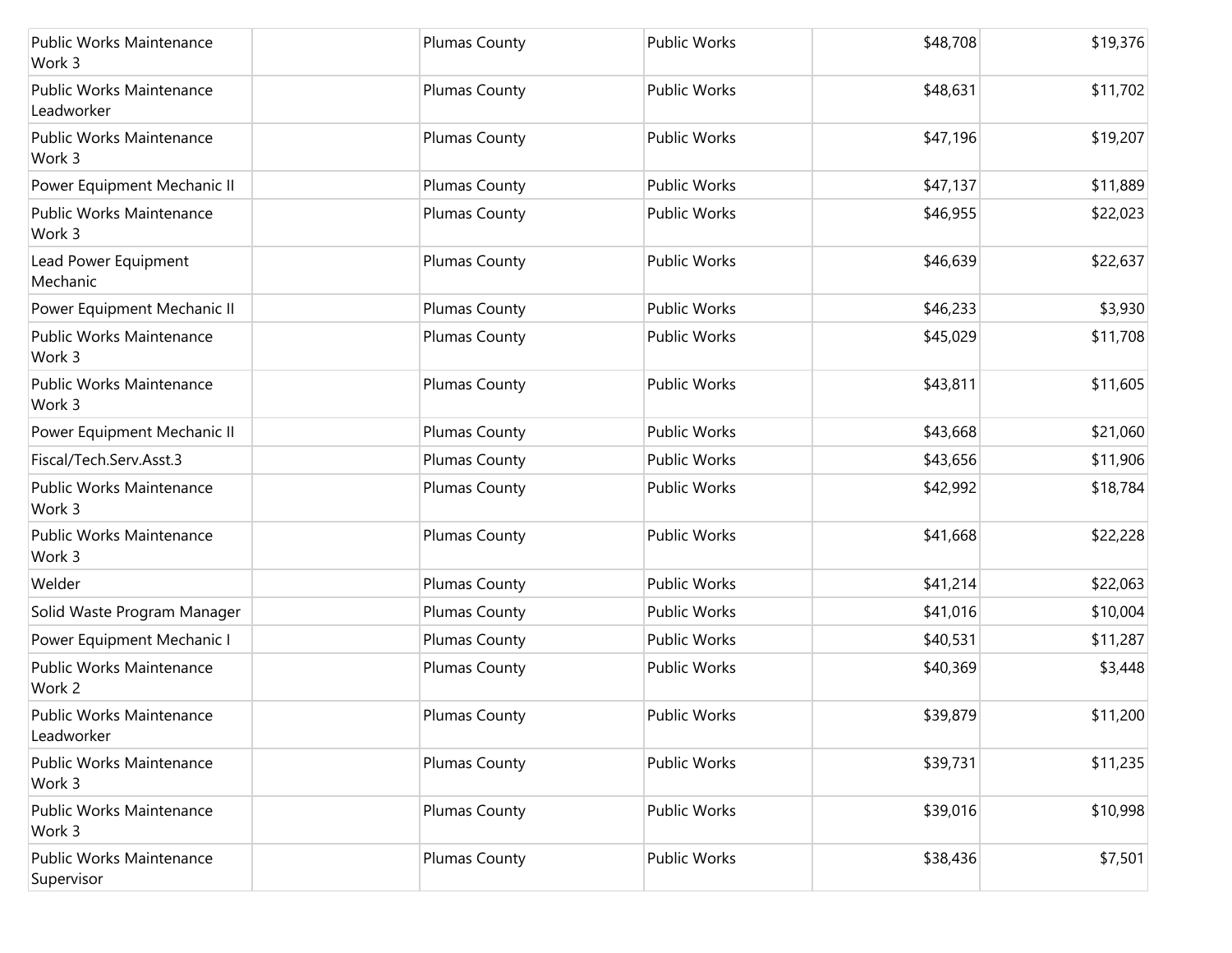| | | | | | |
|---|---|---|---|---|---|
| Public Works Maintenance Work 3 | | Plumas County | Public Works | $48,708 | $19,376 |
| Public Works Maintenance Leadworker | | Plumas County | Public Works | $48,631 | $11,702 |
| Public Works Maintenance Work 3 | | Plumas County | Public Works | $47,196 | $19,207 |
| Power Equipment Mechanic II | | Plumas County | Public Works | $47,137 | $11,889 |
| Public Works Maintenance Work 3 | | Plumas County | Public Works | $46,955 | $22,023 |
| Lead Power Equipment Mechanic | | Plumas County | Public Works | $46,639 | $22,637 |
| Power Equipment Mechanic II | | Plumas County | Public Works | $46,233 | $3,930 |
| Public Works Maintenance Work 3 | | Plumas County | Public Works | $45,029 | $11,708 |
| Public Works Maintenance Work 3 | | Plumas County | Public Works | $43,811 | $11,605 |
| Power Equipment Mechanic II | | Plumas County | Public Works | $43,668 | $21,060 |
| Fiscal/Tech.Serv.Asst.3 | | Plumas County | Public Works | $43,656 | $11,906 |
| Public Works Maintenance Work 3 | | Plumas County | Public Works | $42,992 | $18,784 |
| Public Works Maintenance Work 3 | | Plumas County | Public Works | $41,668 | $22,228 |
| Welder | | Plumas County | Public Works | $41,214 | $22,063 |
| Solid Waste Program Manager | | Plumas County | Public Works | $41,016 | $10,004 |
| Power Equipment Mechanic I | | Plumas County | Public Works | $40,531 | $11,287 |
| Public Works Maintenance Work 2 | | Plumas County | Public Works | $40,369 | $3,448 |
| Public Works Maintenance Leadworker | | Plumas County | Public Works | $39,879 | $11,200 |
| Public Works Maintenance Work 3 | | Plumas County | Public Works | $39,731 | $11,235 |
| Public Works Maintenance Work 3 | | Plumas County | Public Works | $39,016 | $10,998 |
| Public Works Maintenance Supervisor | | Plumas County | Public Works | $38,436 | $7,501 |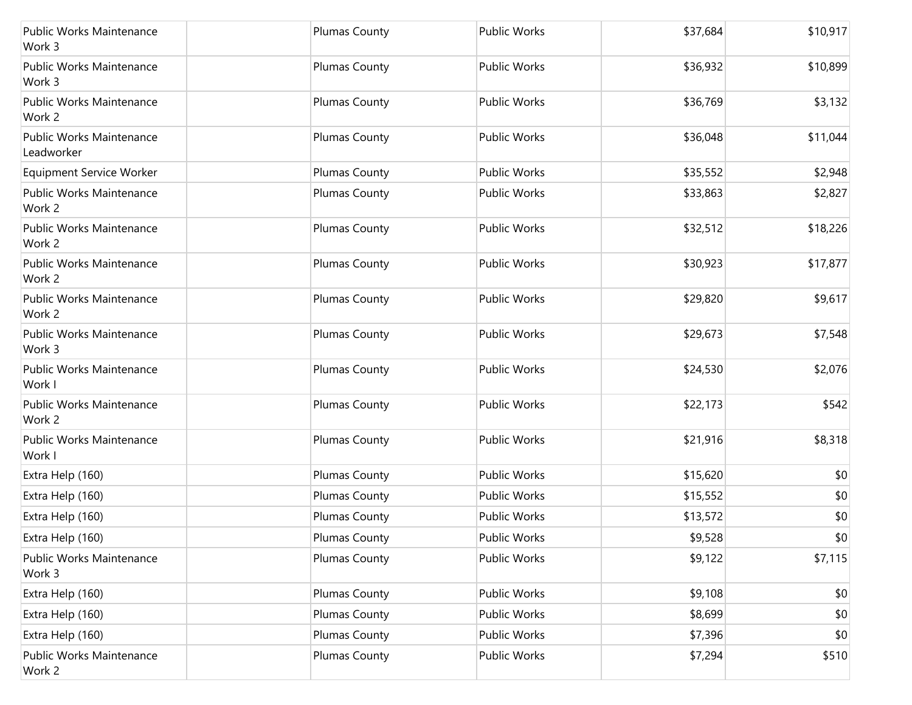| | | | | | |
|---|---|---|---|---|---|
| Public Works Maintenance Work 3 | | Plumas County | Public Works | $37,684 | $10,917 |
| Public Works Maintenance Work 3 | | Plumas County | Public Works | $36,932 | $10,899 |
| Public Works Maintenance Work 2 | | Plumas County | Public Works | $36,769 | $3,132 |
| Public Works Maintenance Leadworker | | Plumas County | Public Works | $36,048 | $11,044 |
| Equipment Service Worker | | Plumas County | Public Works | $35,552 | $2,948 |
| Public Works Maintenance Work 2 | | Plumas County | Public Works | $33,863 | $2,827 |
| Public Works Maintenance Work 2 | | Plumas County | Public Works | $32,512 | $18,226 |
| Public Works Maintenance Work 2 | | Plumas County | Public Works | $30,923 | $17,877 |
| Public Works Maintenance Work 2 | | Plumas County | Public Works | $29,820 | $9,617 |
| Public Works Maintenance Work 3 | | Plumas County | Public Works | $29,673 | $7,548 |
| Public Works Maintenance Work I | | Plumas County | Public Works | $24,530 | $2,076 |
| Public Works Maintenance Work 2 | | Plumas County | Public Works | $22,173 | $542 |
| Public Works Maintenance Work I | | Plumas County | Public Works | $21,916 | $8,318 |
| Extra Help (160) | | Plumas County | Public Works | $15,620 | $0 |
| Extra Help (160) | | Plumas County | Public Works | $15,552 | $0 |
| Extra Help (160) | | Plumas County | Public Works | $13,572 | $0 |
| Extra Help (160) | | Plumas County | Public Works | $9,528 | $0 |
| Public Works Maintenance Work 3 | | Plumas County | Public Works | $9,122 | $7,115 |
| Extra Help (160) | | Plumas County | Public Works | $9,108 | $0 |
| Extra Help (160) | | Plumas County | Public Works | $8,699 | $0 |
| Extra Help (160) | | Plumas County | Public Works | $7,396 | $0 |
| Public Works Maintenance Work 2 | | Plumas County | Public Works | $7,294 | $510 |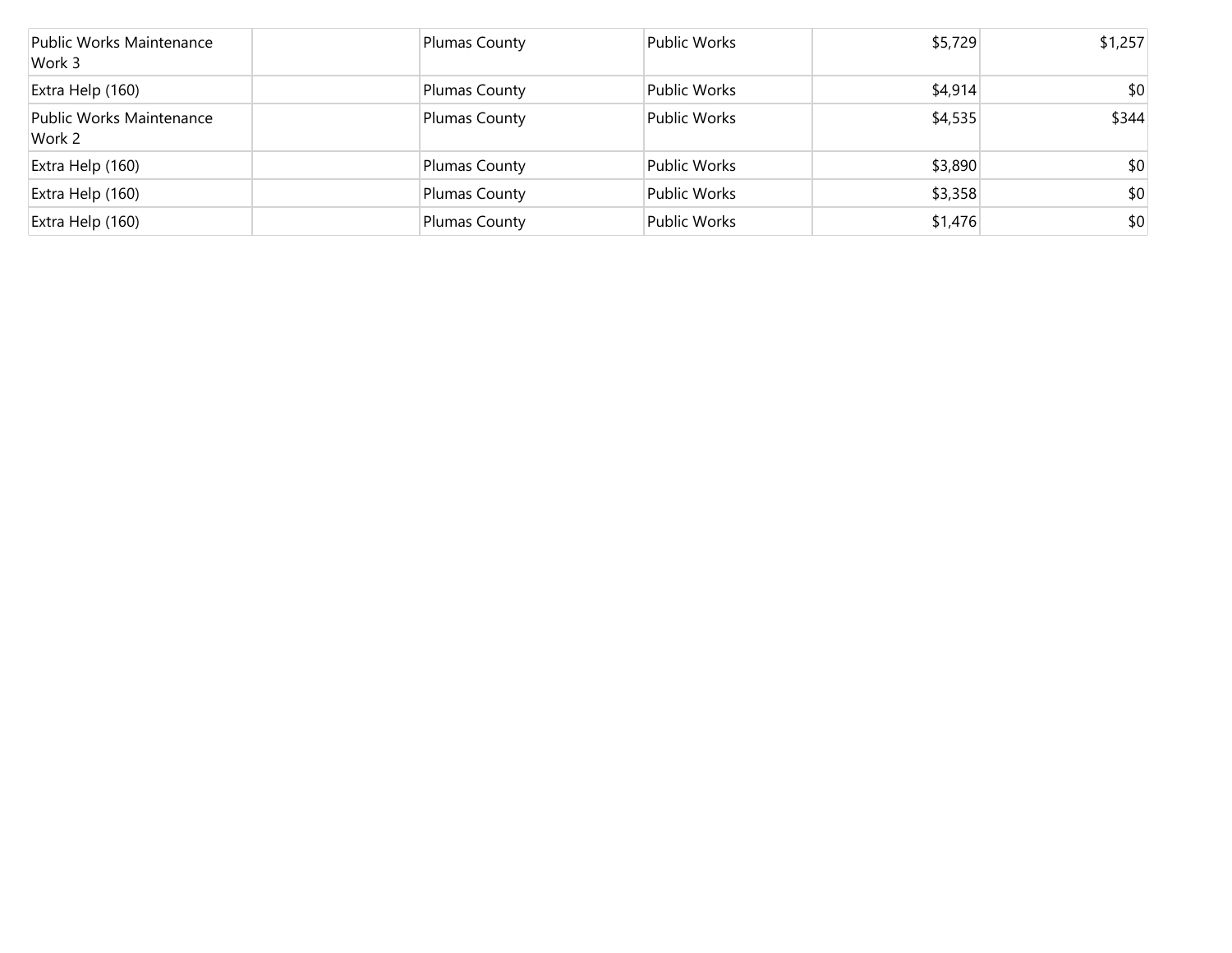| | | | | | |
|---|---|---|---|---|---|
| Public Works Maintenance Work 3 | | Plumas County | Public Works | $5,729 | $1,257 |
| Extra Help (160) | | Plumas County | Public Works | $4,914 | $0 |
| Public Works Maintenance Work 2 | | Plumas County | Public Works | $4,535 | $344 |
| Extra Help (160) | | Plumas County | Public Works | $3,890 | $0 |
| Extra Help (160) | | Plumas County | Public Works | $3,358 | $0 |
| Extra Help (160) | | Plumas County | Public Works | $1,476 | $0 |